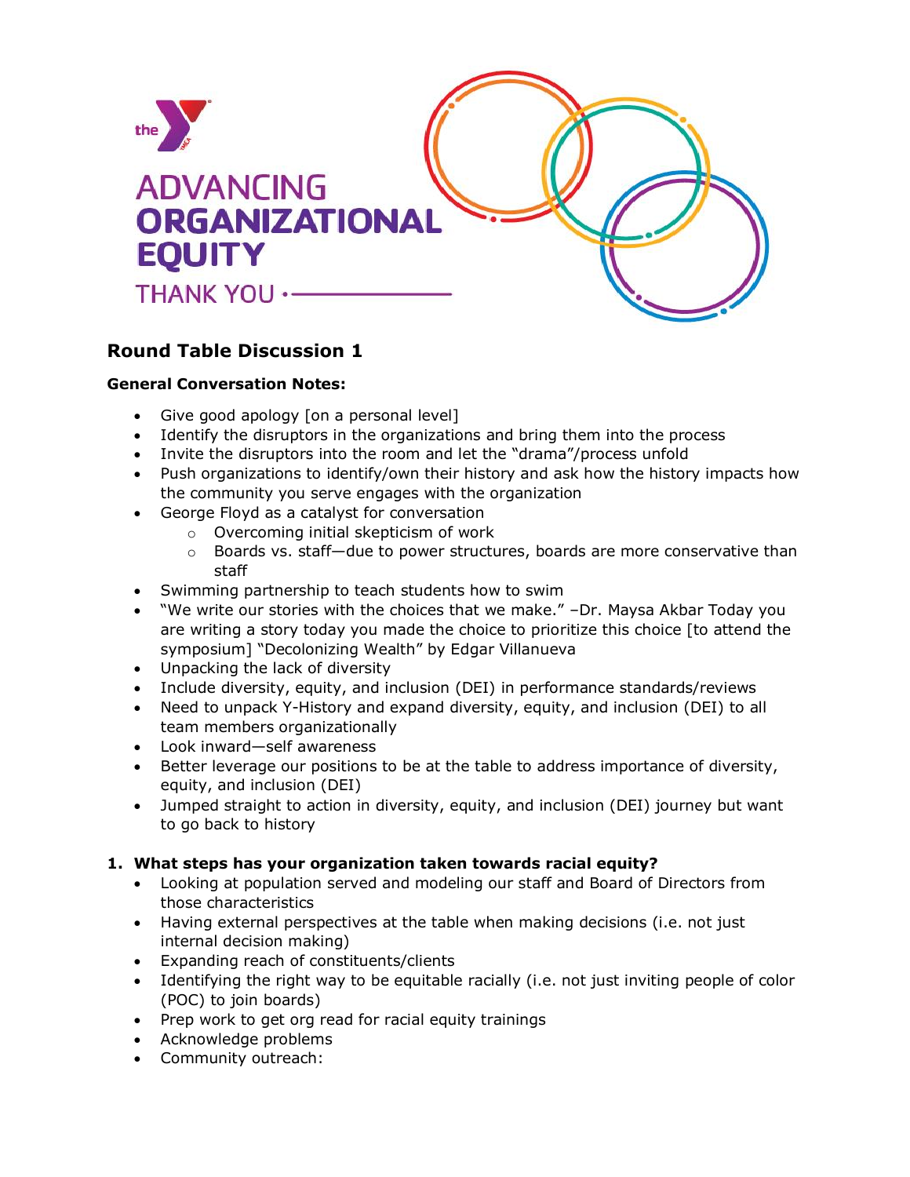the

# ADVANCING ORGANIZATIONAL EQUITY

THANK YOU

## Round Table Discussion 1

**General Conversation Notes:**

- Give good apology [on a personal level]
- Identify the disruptors in the organizations and bring them into the process
- Invite the disruptors into the room and let the "drama"/process unfold
- Push organizations to identify/own their history and ask how the history impacts how the community you serve engages with the organization
- George Floyd as a catalyst for conversation
    - Overcoming initial skepticism of work
    - Boards vs. staff—due to power structures, boards are more conservative than staff
- Swimming partnership to teach students how to swim
- "We write our stories with the choices that we make." –Dr. Maysa Akbar Today you are writing a story today you made the choice to prioritize this choice [to attend the symposium] "Decolonizing Wealth" by Edgar Villanueva
- Unpacking the lack of diversity
- Include diversity, equity, and inclusion (DEI) in performance standards/reviews
- Need to unpack Y-History and expand diversity, equity, and inclusion (DEI) to all team members organizationally
- Look inward—self awareness
- Better leverage our positions to be at the table to address importance of diversity, equity, and inclusion (DEI)
- Jumped straight to action in diversity, equity, and inclusion (DEI) journey but want to go back to history

**1. What steps has your organization taken towards racial equity?**

- Looking at population served and modeling our staff and Board of Directors from those characteristics
- Having external perspectives at the table when making decisions (i.e. not just internal decision making)
- Expanding reach of constituents/clients
- Identifying the right way to be equitable racially (i.e. not just inviting people of color (POC) to join boards)
- Prep work to get org read for racial equity trainings
- Acknowledge problems
- Community outreach: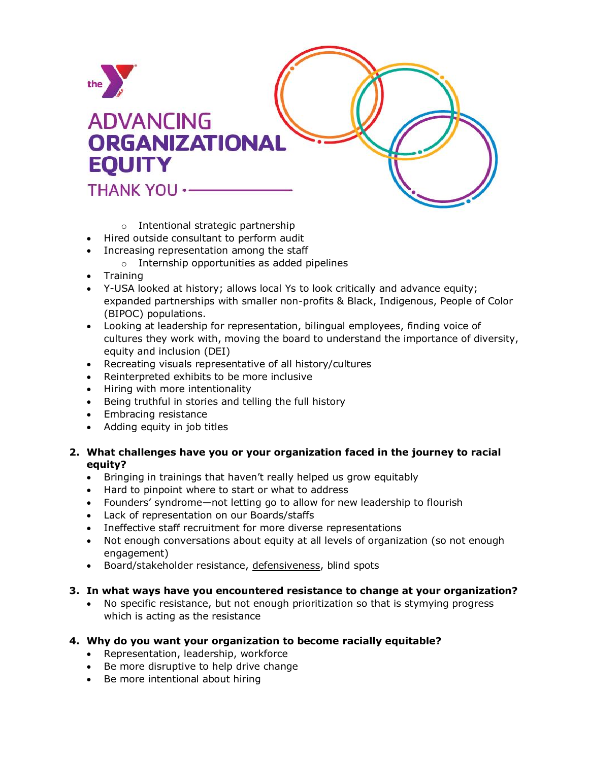# ADVANCING ORGANIZATIONAL EQUITY

THANK YOU

- Intentional strategic partnership
- Hired outside consultant to perform audit
- Increasing representation among the staff
    - Internship opportunities as added pipelines
- Training
- Y-USA looked at history; allows local Ys to look critically and advance equity; expanded partnerships with smaller non-profits & Black, Indigenous, People of Color (BIPOC) populations.
- Looking at leadership for representation, bilingual employees, finding voice of cultures they work with, moving the board to understand the importance of diversity, equity and inclusion (DEI)
- Recreating visuals representative of all history/cultures
- Reinterpreted exhibits to be more inclusive
- Hiring with more intentionality
- Being truthful in stories and telling the full history
- Embracing resistance
- Adding equity in job titles

**2. What challenges have you or your organization faced in the journey to racial equity?**

- Bringing in trainings that haven't really helped us grow equitably
- Hard to pinpoint where to start or what to address
- Founders' syndrome—not letting go to allow for new leadership to flourish
- Lack of representation on our Boards/staffs
- Ineffective staff recruitment for more diverse representations
- Not enough conversations about equity at all levels of organization (so not enough engagement)
- Board/stakeholder resistance, defensiveness, blind spots

**3. In what ways have you encountered resistance to change at your organization?**

- No specific resistance, but not enough prioritization so that is stymying progress which is acting as the resistance

**4. Why do you want your organization to become racially equitable?**

- Representation, leadership, workforce
- Be more disruptive to help drive change
- Be more intentional about hiring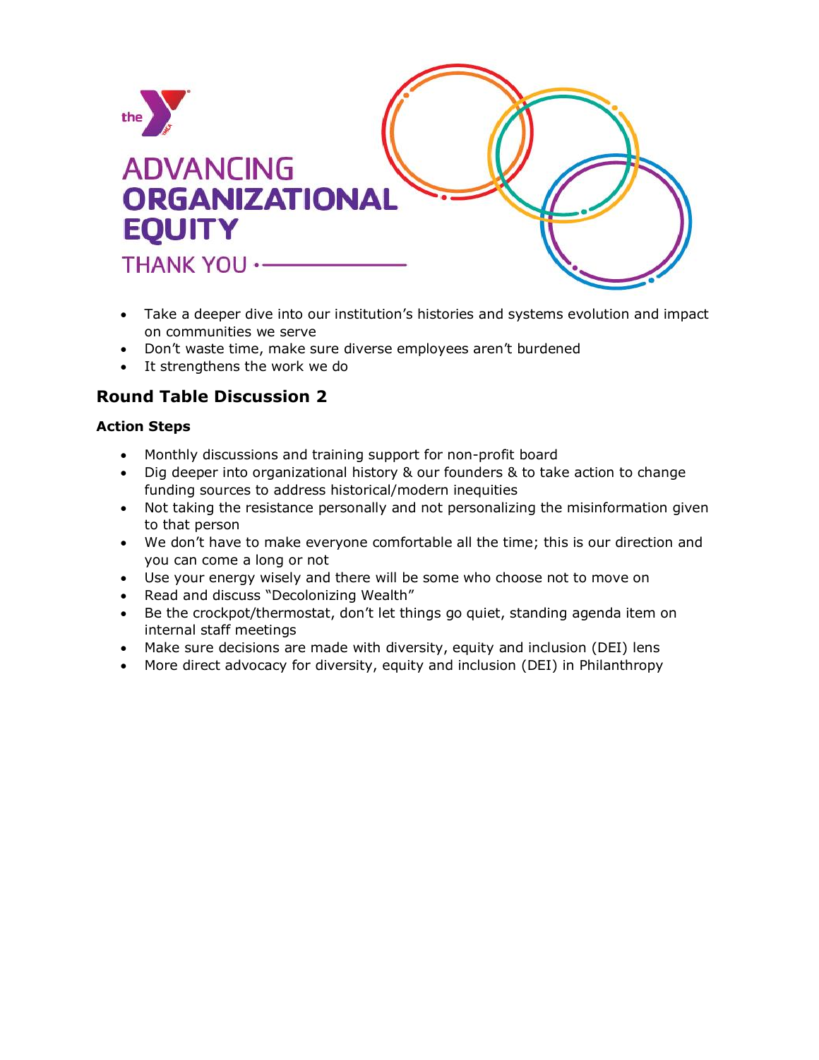# ADVANCING ORGANIZATIONAL EQUITY

THANK YOU

- Take a deeper dive into our institution's histories and systems evolution and impact on communities we serve
- Don't waste time, make sure diverse employees aren't burdened
- It strengthens the work we do

## Round Table Discussion 2

### Action Steps

- Monthly discussions and training support for non-profit board
- Dig deeper into organizational history & our founders & to take action to change funding sources to address historical/modern inequities
- Not taking the resistance personally and not personalizing the misinformation given to that person
- We don't have to make everyone comfortable all the time; this is our direction and you can come a long or not
- Use your energy wisely and there will be some who choose not to move on
- Read and discuss "Decolonizing Wealth"
- Be the crockpot/thermostat, don't let things go quiet, standing agenda item on internal staff meetings
- Make sure decisions are made with diversity, equity and inclusion (DEI) lens
- More direct advocacy for diversity, equity and inclusion (DEI) in Philanthropy